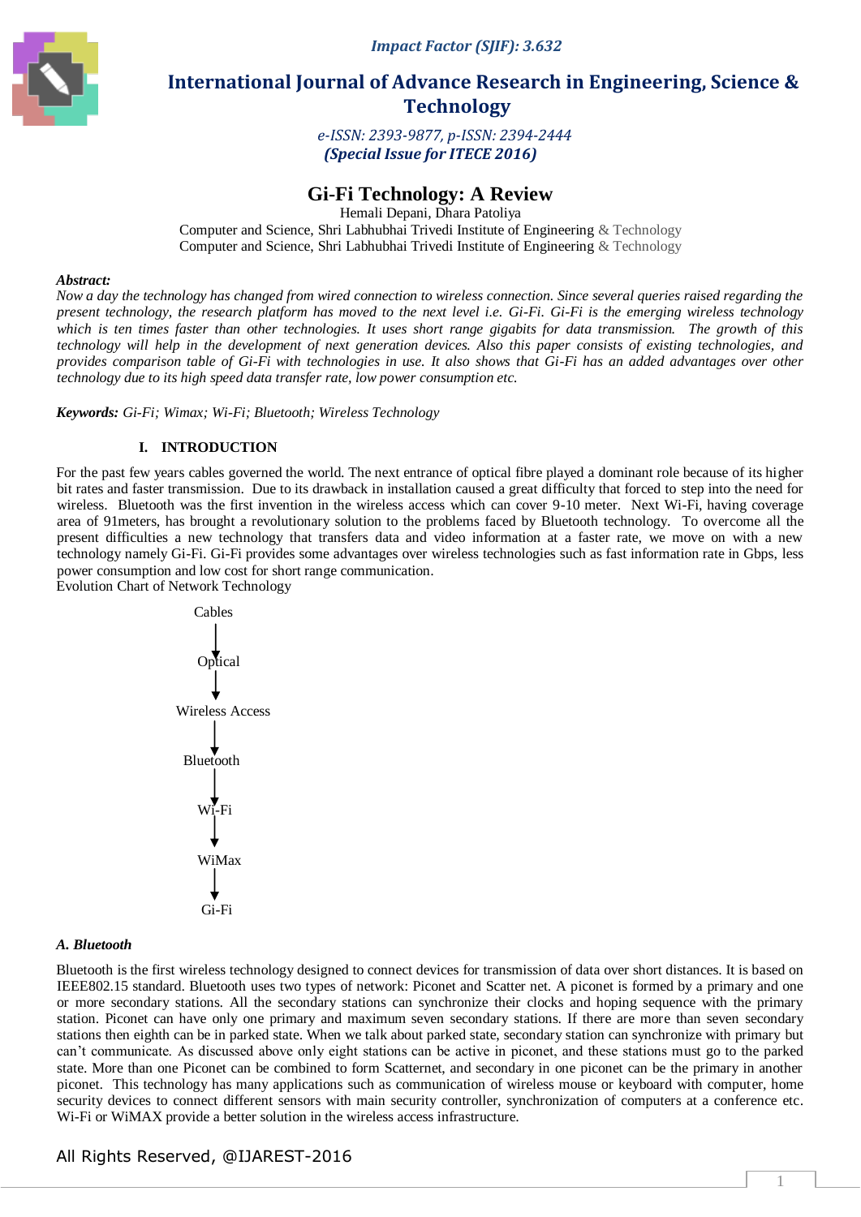Impact Factor (SJIF): 3.632

# International Journal of Advance Research in Engineering, Science & Technology

e-ISSN: 2393-9877, p-ISSN: 2394-2444
**(Special Issue for ITECE 2016)**

# Gi-Fi Technology: A Review

Hemali Depani, Dhara Patoliya
Computer and Science, Shri Labhubhai Trivedi Institute of Engineering & Technology
Computer and Science, Shri Labhubhai Trivedi Institute of Engineering & Technology

***Abstract:***
*Now a day the technology has changed from wired connection to wireless connection. Since several queries raised regarding the present technology, the research platform has moved to the next level i.e. Gi-Fi. Gi-Fi is the emerging wireless technology which is ten times faster than other technologies. It uses short range gigabits for data transmission. The growth of this technology will help in the development of next generation devices. Also this paper consists of existing technologies, and provides comparison table of Gi-Fi with technologies in use. It also shows that Gi-Fi has an added advantages over other technology due to its high speed data transfer rate, low power consumption etc.*

***Keywords:*** *Gi-Fi; Wimax; Wi-Fi; Bluetooth; Wireless Technology*

## I. INTRODUCTION

For the past few years cables governed the world. The next entrance of optical fibre played a dominant role because of its higher bit rates and faster transmission. Due to its drawback in installation caused a great difficulty that forced to step into the need for wireless. Bluetooth was the first invention in the wireless access which can cover 9-10 meter. Next Wi-Fi, having coverage area of 91meters, has brought a revolutionary solution to the problems faced by Bluetooth technology. To overcome all the present difficulties a new technology that transfers data and video information at a faster rate, we move on with a new technology namely Gi-Fi. Gi-Fi provides some advantages over wireless technologies such as fast information rate in Gbps, less power consumption and low cost for short range communication.

Evolution Chart of Network Technology

Cables
↓
Optical
↓
Wireless Access
↓
Bluetooth
↓
Wi-Fi
↓
WiMax
↓
Gi-Fi

### *A. Bluetooth*

Bluetooth is the first wireless technology designed to connect devices for transmission of data over short distances. It is based on IEEE802.15 standard. Bluetooth uses two types of network: Piconet and Scatter net. A piconet is formed by a primary and one or more secondary stations. All the secondary stations can synchronize their clocks and hoping sequence with the primary station. Piconet can have only one primary and maximum seven secondary stations. If there are more than seven secondary stations then eighth can be in parked state. When we talk about parked state, secondary station can synchronize with primary but can't communicate. As discussed above only eight stations can be active in piconet, and these stations must go to the parked state. More than one Piconet can be combined to form Scatternet, and secondary in one piconet can be the primary in another piconet. This technology has many applications such as communication of wireless mouse or keyboard with computer, home security devices to connect different sensors with main security controller, synchronization of computers at a conference etc. Wi-Fi or WiMAX provide a better solution in the wireless access infrastructure.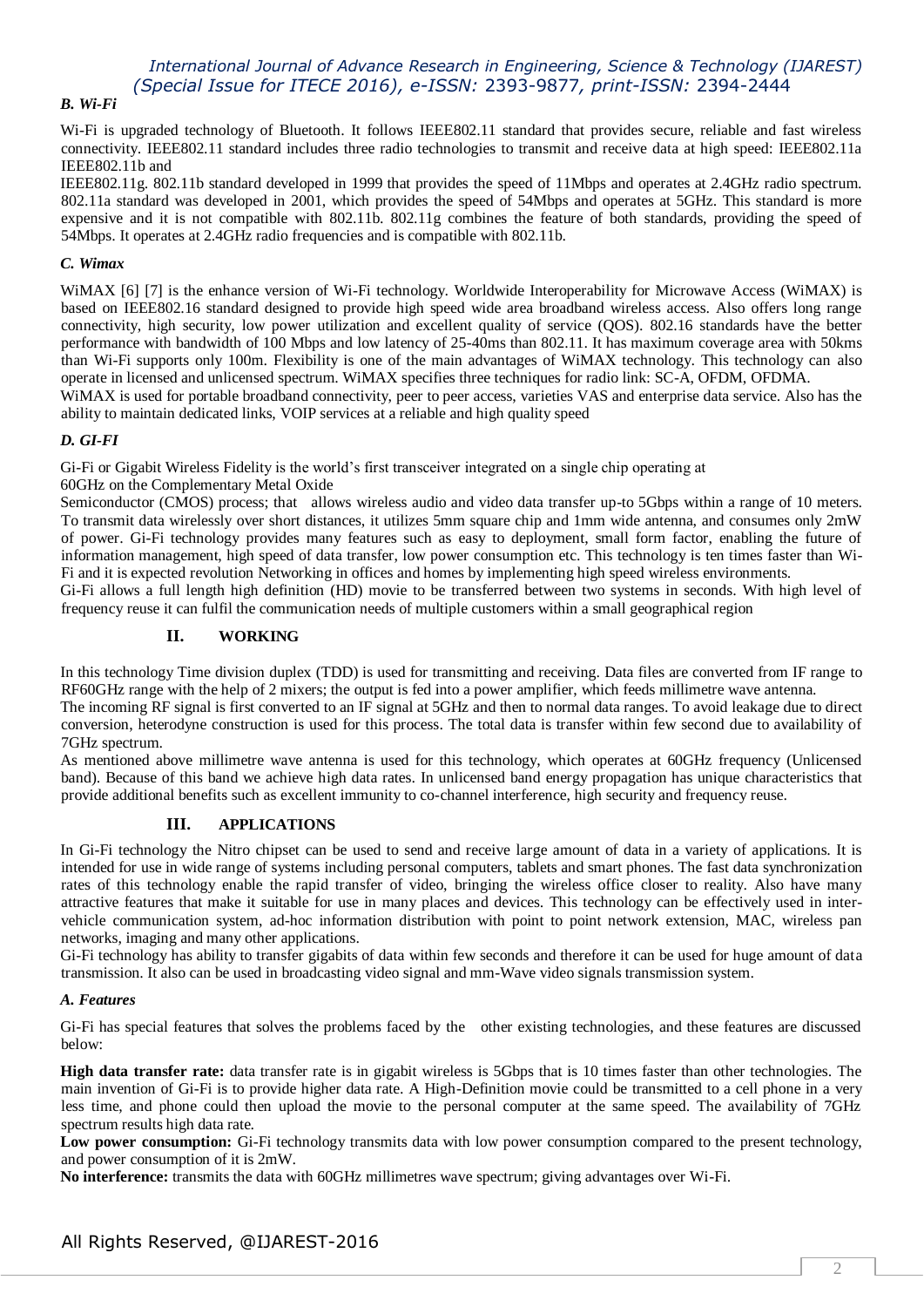### B. Wi-Fi

Wi-Fi is upgraded technology of Bluetooth. It follows IEEE802.11 standard that provides secure, reliable and fast wireless connectivity. IEEE802.11 standard includes three radio technologies to transmit and receive data at high speed: IEEE802.11a IEEE802.11b and

IEEE802.11g. 802.11b standard developed in 1999 that provides the speed of 11Mbps and operates at 2.4GHz radio spectrum. 802.11a standard was developed in 2001, which provides the speed of 54Mbps and operates at 5GHz. This standard is more expensive and it is not compatible with 802.11b. 802.11g combines the feature of both standards, providing the speed of 54Mbps. It operates at 2.4GHz radio frequencies and is compatible with 802.11b.

### C. Wimax

WiMAX [6] [7] is the enhance version of Wi-Fi technology. Worldwide Interoperability for Microwave Access (WiMAX) is based on IEEE802.16 standard designed to provide high speed wide area broadband wireless access. Also offers long range connectivity, high security, low power utilization and excellent quality of service (QOS). 802.16 standards have the better performance with bandwidth of 100 Mbps and low latency of 25-40ms than 802.11. It has maximum coverage area with 50kms than Wi-Fi supports only 100m. Flexibility is one of the main advantages of WiMAX technology. This technology can also operate in licensed and unlicensed spectrum. WiMAX specifies three techniques for radio link: SC-A, OFDM, OFDMA.

WiMAX is used for portable broadband connectivity, peer to peer access, varieties VAS and enterprise data service. Also has the ability to maintain dedicated links, VOIP services at a reliable and high quality speed

### D. GI-FI

Gi-Fi or Gigabit Wireless Fidelity is the world's first transceiver integrated on a single chip operating at 60GHz on the Complementary Metal Oxide Semiconductor (CMOS) process; that allows wireless audio and video data transfer up-to 5Gbps within a range of 10 meters. To transmit data wirelessly over short distances, it utilizes 5mm square chip and 1mm wide antenna, and consumes only 2mW of power. Gi-Fi technology provides many features such as easy to deployment, small form factor, enabling the future of information management, high speed of data transfer, low power consumption etc. This technology is ten times faster than Wi-Fi and it is expected revolution Networking in offices and homes by implementing high speed wireless environments.

Gi-Fi allows a full length high definition (HD) movie to be transferred between two systems in seconds. With high level of frequency reuse it can fulfil the communication needs of multiple customers within a small geographical region

## II. WORKING

In this technology Time division duplex (TDD) is used for transmitting and receiving. Data files are converted from IF range to RF60GHz range with the help of 2 mixers; the output is fed into a power amplifier, which feeds millimetre wave antenna.

The incoming RF signal is first converted to an IF signal at 5GHz and then to normal data ranges. To avoid leakage due to direct conversion, heterodyne construction is used for this process. The total data is transfer within few second due to availability of 7GHz spectrum.

As mentioned above millimetre wave antenna is used for this technology, which operates at 60GHz frequency (Unlicensed band). Because of this band we achieve high data rates. In unlicensed band energy propagation has unique characteristics that provide additional benefits such as excellent immunity to co-channel interference, high security and frequency reuse.

## III. APPLICATIONS

In Gi-Fi technology the Nitro chipset can be used to send and receive large amount of data in a variety of applications. It is intended for use in wide range of systems including personal computers, tablets and smart phones. The fast data synchronization rates of this technology enable the rapid transfer of video, bringing the wireless office closer to reality. Also have many attractive features that make it suitable for use in many places and devices. This technology can be effectively used in inter-vehicle communication system, ad-hoc information distribution with point to point network extension, MAC, wireless pan networks, imaging and many other applications.

Gi-Fi technology has ability to transfer gigabits of data within few seconds and therefore it can be used for huge amount of data transmission. It also can be used in broadcasting video signal and mm-Wave video signals transmission system.

### A. Features

Gi-Fi has special features that solves the problems faced by the other existing technologies, and these features are discussed below:

**High data transfer rate:** data transfer rate is in gigabit wireless is 5Gbps that is 10 times faster than other technologies. The main invention of Gi-Fi is to provide higher data rate. A High-Definition movie could be transmitted to a cell phone in a very less time, and phone could then upload the movie to the personal computer at the same speed. The availability of 7GHz spectrum results high data rate.

**Low power consumption:** Gi-Fi technology transmits data with low power consumption compared to the present technology, and power consumption of it is 2mW.

**No interference:** transmits the data with 60GHz millimetres wave spectrum; giving advantages over Wi-Fi.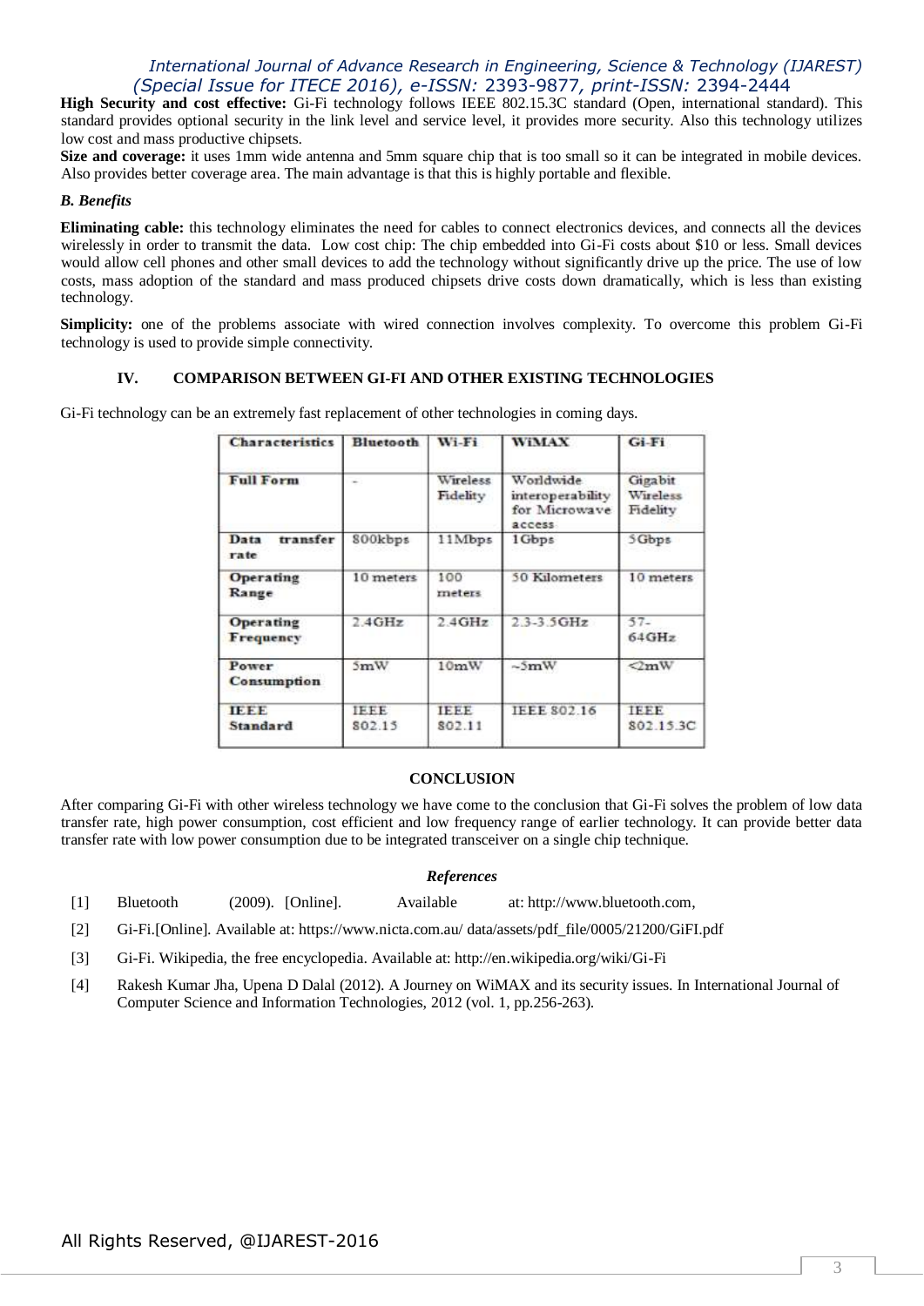**High Security and cost effective:** Gi-Fi technology follows IEEE 802.15.3C standard (Open, international standard). This standard provides optional security in the link level and service level, it provides more security. Also this technology utilizes low cost and mass productive chipsets.

**Size and coverage:** it uses 1mm wide antenna and 5mm square chip that is too small so it can be integrated in mobile devices. Also provides better coverage area. The main advantage is that this is highly portable and flexible.

### *B. Benefits*

**Eliminating cable:** this technology eliminates the need for cables to connect electronics devices, and connects all the devices wirelessly in order to transmit the data. Low cost chip: The chip embedded into Gi-Fi costs about $10 or less. Small devices would allow cell phones and other small devices to add the technology without significantly drive up the price. The use of low costs, mass adoption of the standard and mass produced chipsets drive costs down dramatically, which is less than existing technology.

**Simplicity:** one of the problems associate with wired connection involves complexity. To overcome this problem Gi-Fi technology is used to provide simple connectivity.

## IV. COMPARISON BETWEEN GI-FI AND OTHER EXISTING TECHNOLOGIES

Gi-Fi technology can be an extremely fast replacement of other technologies in coming days.

| Characteristics | Bluetooth | Wi-Fi | WiMAX | Gi-Fi |
|---|---|---|---|---|
| Full Form | - | Wireless Fidelity | Worldwide interoperability for Microwave access | Gigabit Wireless Fidelity |
| Data transfer rate | 800kbps | 11Mbps | 1Gbps | 5Gbps |
| Operating Range | 10 meters | 100 meters | 50 Kilometers | 10 meters |
| Operating Frequency | 2.4GHz | 2.4GHz | 2.3-3.5GHz | 57-64GHz |
| Power Consumption | 5mW | 10mW | ~5mW | <2mW |
| IEEE Standard | IEEE 802.15 | IEEE 802.11 | IEEE 802.16 | IEEE 802.15.3C |

## CONCLUSION

After comparing Gi-Fi with other wireless technology we have come to the conclusion that Gi-Fi solves the problem of low data transfer rate, high power consumption, cost efficient and low frequency range of earlier technology. It can provide better data transfer rate with low power consumption due to be integrated transceiver on a single chip technique.

## *References*

[1] Bluetooth (2009). [Online]. Available at: http://www.bluetooth.com,

[2] Gi-Fi.[Online]. Available at: https://www.nicta.com.au/ data/assets/pdf_file/0005/21200/GiFI.pdf

[3] Gi-Fi. Wikipedia, the free encyclopedia. Available at: http://en.wikipedia.org/wiki/Gi-Fi

[4] Rakesh Kumar Jha, Upena D Dalal (2012). A Journey on WiMAX and its security issues. In International Journal of Computer Science and Information Technologies, 2012 (vol. 1, pp.256-263).